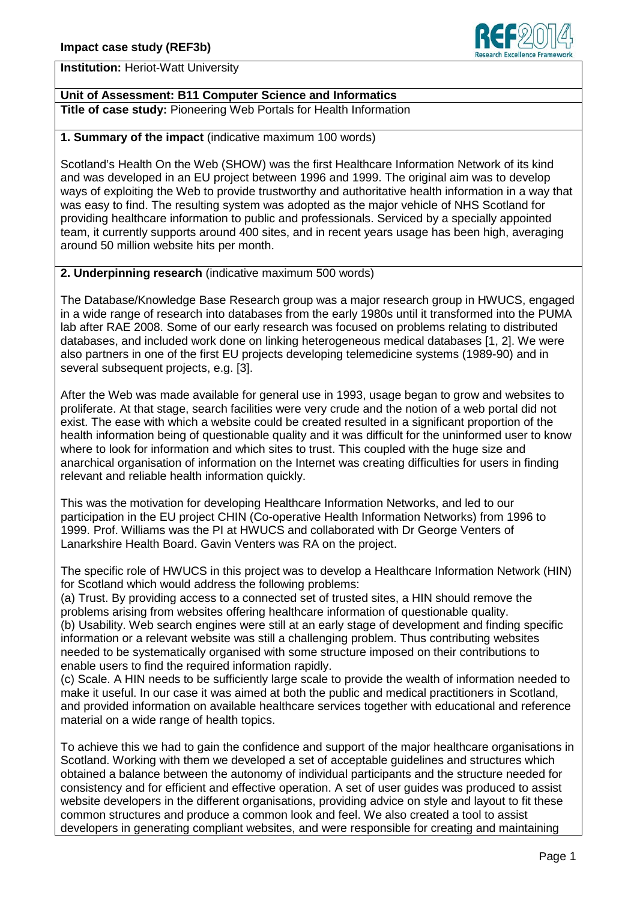**Institution:** Heriot-Watt University

**Unit of Assessment: B11 Computer Science and Informatics**

**Title of case study:** Pioneering Web Portals for Health Information

## 1. Summary of the impact (indicative maximum 100 words)

Scotland's Health On the Web (SHOW) was the first Healthcare Information Network of its kind and was developed in an EU project between 1996 and 1999. The original aim was to develop ways of exploiting the Web to provide trustworthy and authoritative health information in a way that was easy to find. The resulting system was adopted as the major vehicle of NHS Scotland for providing healthcare information to public and professionals. Serviced by a specially appointed team, it currently supports around 400 sites, and in recent years usage has been high, averaging around 50 million website hits per month.

## 2. Underpinning research (indicative maximum 500 words)

The Database/Knowledge Base Research group was a major research group in HWUCS, engaged in a wide range of research into databases from the early 1980s until it transformed into the PUMA lab after RAE 2008. Some of our early research was focused on problems relating to distributed databases, and included work done on linking heterogeneous medical databases [1, 2]. We were also partners in one of the first EU projects developing telemedicine systems (1989-90) and in several subsequent projects, e.g. [3].

After the Web was made available for general use in 1993, usage began to grow and websites to proliferate. At that stage, search facilities were very crude and the notion of a web portal did not exist. The ease with which a website could be created resulted in a significant proportion of the health information being of questionable quality and it was difficult for the uninformed user to know where to look for information and which sites to trust. This coupled with the huge size and anarchical organisation of information on the Internet was creating difficulties for users in finding relevant and reliable health information quickly.

This was the motivation for developing Healthcare Information Networks, and led to our participation in the EU project CHIN (Co-operative Health Information Networks) from 1996 to 1999. Prof. Williams was the PI at HWUCS and collaborated with Dr George Venters of Lanarkshire Health Board. Gavin Venters was RA on the project.

The specific role of HWUCS in this project was to develop a Healthcare Information Network (HIN) for Scotland which would address the following problems:

(a) Trust. By providing access to a connected set of trusted sites, a HIN should remove the problems arising from websites offering healthcare information of questionable quality.

(b) Usability. Web search engines were still at an early stage of development and finding specific information or a relevant website was still a challenging problem. Thus contributing websites needed to be systematically organised with some structure imposed on their contributions to enable users to find the required information rapidly.

(c) Scale. A HIN needs to be sufficiently large scale to provide the wealth of information needed to make it useful. In our case it was aimed at both the public and medical practitioners in Scotland, and provided information on available healthcare services together with educational and reference material on a wide range of health topics.

To achieve this we had to gain the confidence and support of the major healthcare organisations in Scotland. Working with them we developed a set of acceptable guidelines and structures which obtained a balance between the autonomy of individual participants and the structure needed for consistency and for efficient and effective operation. A set of user guides was produced to assist website developers in the different organisations, providing advice on style and layout to fit these common structures and produce a common look and feel. We also created a tool to assist developers in generating compliant websites, and were responsible for creating and maintaining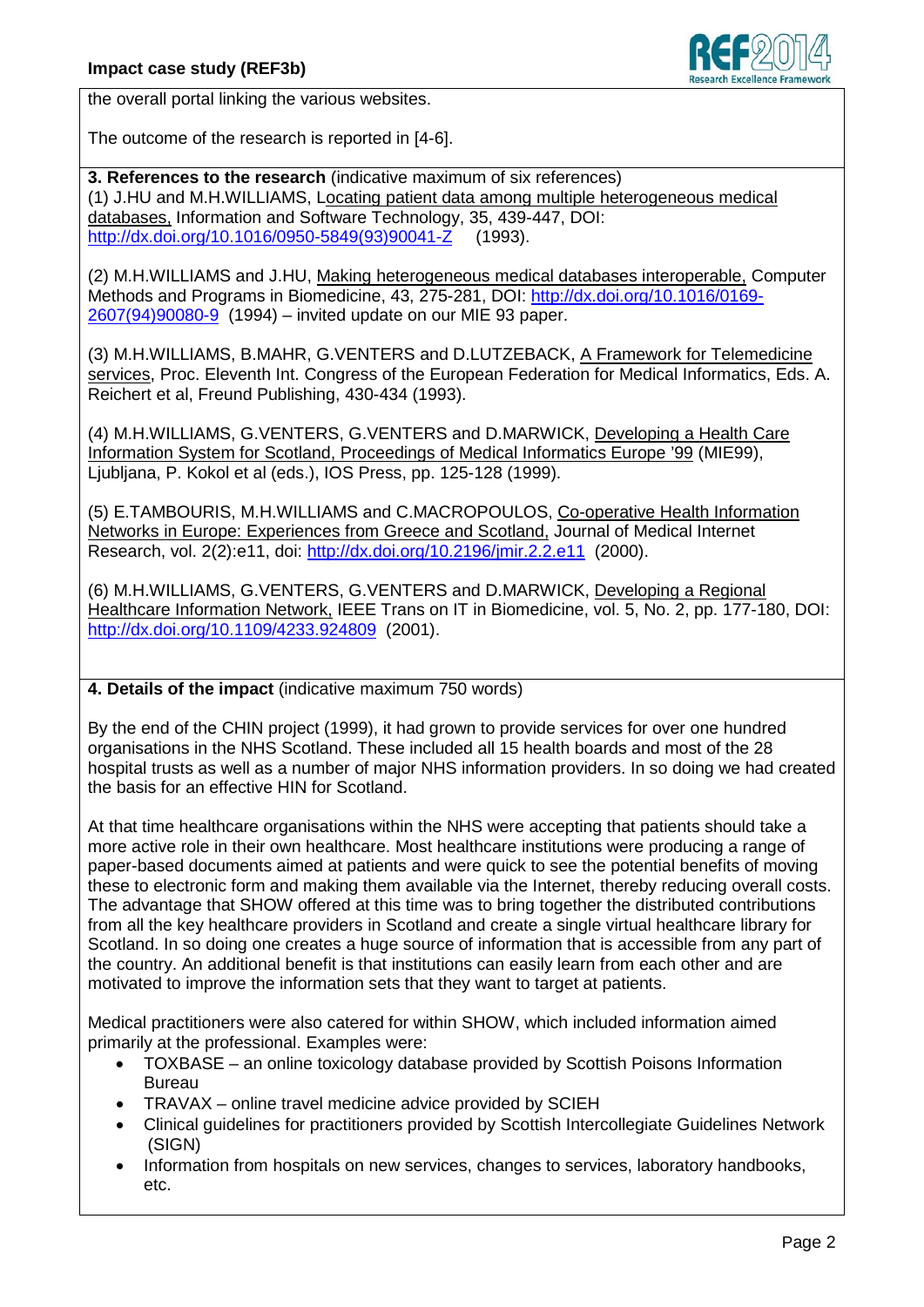the overall portal linking the various websites.

The outcome of the research is reported in [4-6].

**3. References to the research** (indicative maximum of six references)

(1) J.HU and M.H.WILLIAMS, Locating patient data among multiple heterogeneous medical databases, Information and Software Technology, 35, 439-447, DOI: http://dx.doi.org/10.1016/0950-5849(93)90041-Z (1993).

(2) M.H.WILLIAMS and J.HU, Making heterogeneous medical databases interoperable, Computer Methods and Programs in Biomedicine, 43, 275-281, DOI: http://dx.doi.org/10.1016/0169-2607(94)90080-9 (1994) – invited update on our MIE 93 paper.

(3) M.H.WILLIAMS, B.MAHR, G.VENTERS and D.LUTZEBACK, A Framework for Telemedicine services, Proc. Eleventh Int. Congress of the European Federation for Medical Informatics, Eds. A. Reichert et al, Freund Publishing, 430-434 (1993).

(4) M.H.WILLIAMS, G.VENTERS, G.VENTERS and D.MARWICK, Developing a Health Care Information System for Scotland, Proceedings of Medical Informatics Europe '99 (MIE99), Ljubljana, P. Kokol et al (eds.), IOS Press, pp. 125-128 (1999).

(5) E.TAMBOURIS, M.H.WILLIAMS and C.MACROPOULOS, Co-operative Health Information Networks in Europe: Experiences from Greece and Scotland, Journal of Medical Internet Research, vol. 2(2):e11, doi: http://dx.doi.org/10.2196/jmir.2.2.e11 (2000).

(6) M.H.WILLIAMS, G.VENTERS, G.VENTERS and D.MARWICK, Developing a Regional Healthcare Information Network, IEEE Trans on IT in Biomedicine, vol. 5, No. 2, pp. 177-180, DOI: http://dx.doi.org/10.1109/4233.924809 (2001).

**4. Details of the impact** (indicative maximum 750 words)

By the end of the CHIN project (1999), it had grown to provide services for over one hundred organisations in the NHS Scotland. These included all 15 health boards and most of the 28 hospital trusts as well as a number of major NHS information providers. In so doing we had created the basis for an effective HIN for Scotland.

At that time healthcare organisations within the NHS were accepting that patients should take a more active role in their own healthcare. Most healthcare institutions were producing a range of paper-based documents aimed at patients and were quick to see the potential benefits of moving these to electronic form and making them available via the Internet, thereby reducing overall costs. The advantage that SHOW offered at this time was to bring together the distributed contributions from all the key healthcare providers in Scotland and create a single virtual healthcare library for Scotland. In so doing one creates a huge source of information that is accessible from any part of the country. An additional benefit is that institutions can easily learn from each other and are motivated to improve the information sets that they want to target at patients.

Medical practitioners were also catered for within SHOW, which included information aimed primarily at the professional. Examples were:

- TOXBASE – an online toxicology database provided by Scottish Poisons Information Bureau
- TRAVAX – online travel medicine advice provided by SCIEH
- Clinical guidelines for practitioners provided by Scottish Intercollegiate Guidelines Network (SIGN)
- Information from hospitals on new services, changes to services, laboratory handbooks, etc.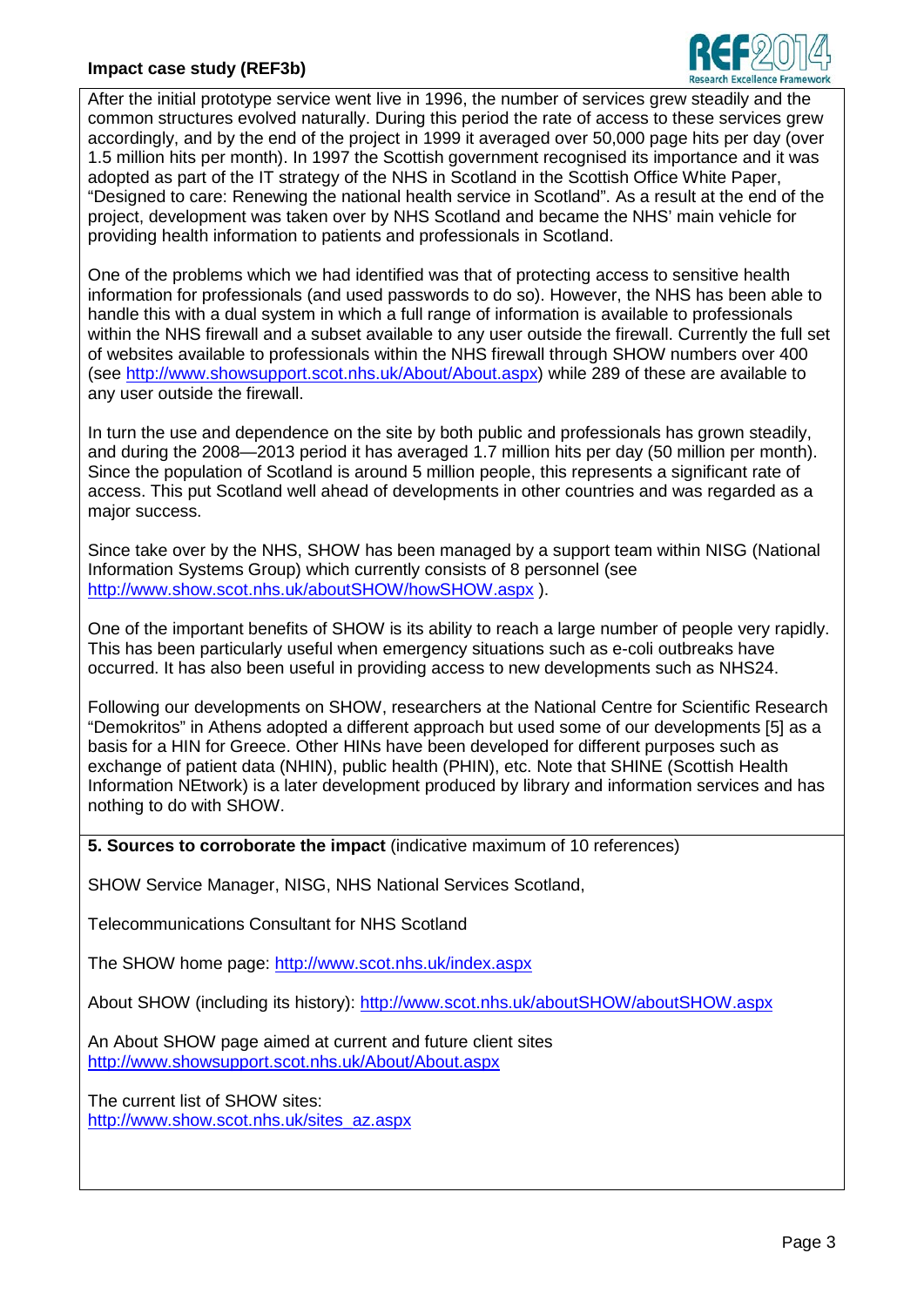After the initial prototype service went live in 1996, the number of services grew steadily and the common structures evolved naturally. During this period the rate of access to these services grew accordingly, and by the end of the project in 1999 it averaged over 50,000 page hits per day (over 1.5 million hits per month). In 1997 the Scottish government recognised its importance and it was adopted as part of the IT strategy of the NHS in Scotland in the Scottish Office White Paper, "Designed to care: Renewing the national health service in Scotland". As a result at the end of the project, development was taken over by NHS Scotland and became the NHS' main vehicle for providing health information to patients and professionals in Scotland.

One of the problems which we had identified was that of protecting access to sensitive health information for professionals (and used passwords to do so). However, the NHS has been able to handle this with a dual system in which a full range of information is available to professionals within the NHS firewall and a subset available to any user outside the firewall. Currently the full set of websites available to professionals within the NHS firewall through SHOW numbers over 400 (see http://www.showsupport.scot.nhs.uk/About/About.aspx) while 289 of these are available to any user outside the firewall.

In turn the use and dependence on the site by both public and professionals has grown steadily, and during the 2008—2013 period it has averaged 1.7 million hits per day (50 million per month). Since the population of Scotland is around 5 million people, this represents a significant rate of access. This put Scotland well ahead of developments in other countries and was regarded as a major success.

Since take over by the NHS, SHOW has been managed by a support team within NISG (National Information Systems Group) which currently consists of 8 personnel (see http://www.show.scot.nhs.uk/aboutSHOW/howSHOW.aspx ).

One of the important benefits of SHOW is its ability to reach a large number of people very rapidly. This has been particularly useful when emergency situations such as e-coli outbreaks have occurred. It has also been useful in providing access to new developments such as NHS24.

Following our developments on SHOW, researchers at the National Centre for Scientific Research "Demokritos" in Athens adopted a different approach but used some of our developments [5] as a basis for a HIN for Greece. Other HINs have been developed for different purposes such as exchange of patient data (NHIN), public health (PHIN), etc. Note that SHINE (Scottish Health Information NEtwork) is a later development produced by library and information services and has nothing to do with SHOW.

**5. Sources to corroborate the impact** (indicative maximum of 10 references)

SHOW Service Manager, NISG, NHS National Services Scotland,

Telecommunications Consultant for NHS Scotland

The SHOW home page: http://www.scot.nhs.uk/index.aspx

About SHOW (including its history): http://www.scot.nhs.uk/aboutSHOW/aboutSHOW.aspx

An About SHOW page aimed at current and future client sites
http://www.showsupport.scot.nhs.uk/About/About.aspx

The current list of SHOW sites:
http://www.show.scot.nhs.uk/sites_az.aspx